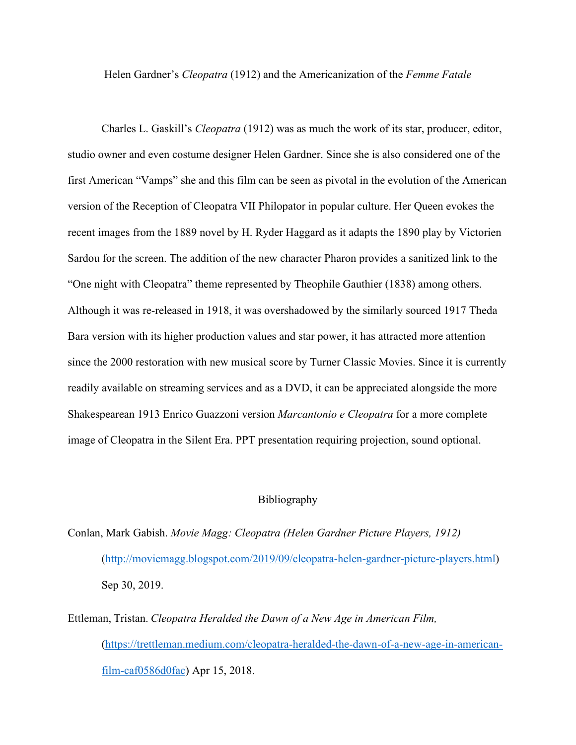# Helen Gardner's *Cleopatra* (1912) and the Americanization of the *Femme Fatale*

Charles L. Gaskill's *Cleopatra* (1912) was as much the work of its star, producer, editor, studio owner and even costume designer Helen Gardner. Since she is also considered one of the first American "Vamps" she and this film can be seen as pivotal in the evolution of the American version of the Reception of Cleopatra VII Philopator in popular culture. Her Queen evokes the recent images from the 1889 novel by H. Ryder Haggard as it adapts the 1890 play by Victorien Sardou for the screen. The addition of the new character Pharon provides a sanitized link to the "One night with Cleopatra" theme represented by Theophile Gauthier (1838) among others. Although it was re-released in 1918, it was overshadowed by the similarly sourced 1917 Theda Bara version with its higher production values and star power, it has attracted more attention since the 2000 restoration with new musical score by Turner Classic Movies. Since it is currently readily available on streaming services and as a DVD, it can be appreciated alongside the more Shakespearean 1913 Enrico Guazzoni version *Marcantonio e Cleopatra* for a more complete image of Cleopatra in the Silent Era. PPT presentation requiring projection, sound optional.

## Bibliography

Conlan, Mark Gabish. *Movie Magg: Cleopatra (Helen Gardner Picture Players, 1912)* (http://moviemagg.blogspot.com/2019/09/cleopatra-helen-gardner-picture-players.html) Sep 30, 2019.

Ettleman, Tristan. *Cleopatra Heralded the Dawn of a New Age in American Film,* (https://trettleman.medium.com/cleopatra-heralded-the-dawn-of-a-new-age-in-american-film-caf0586d0fac) Apr 15, 2018.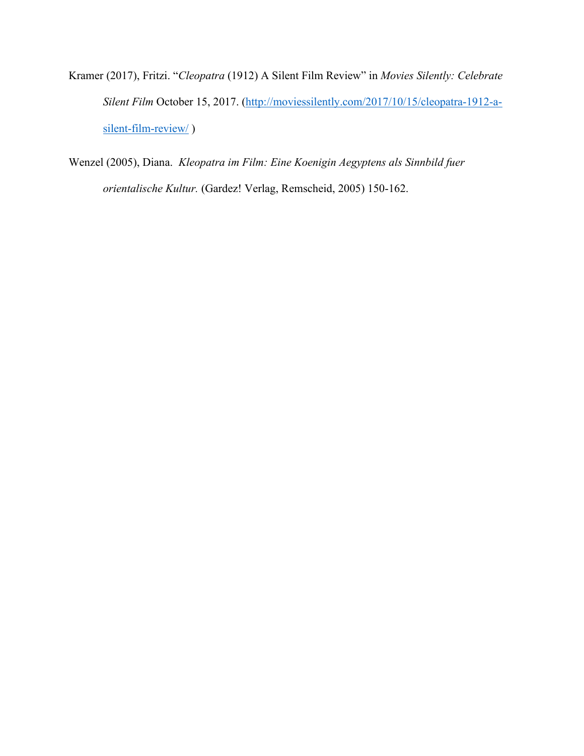Kramer (2017), Fritzi. "*Cleopatra* (1912) A Silent Film Review" in *Movies Silently: Celebrate Silent Film* October 15, 2017. (http://moviessilently.com/2017/10/15/cleopatra-1912-a-silent-film-review/ )

Wenzel (2005), Diana. *Kleopatra im Film: Eine Koenigin Aegyptens als Sinnbild fuer orientalische Kultur.* (Gardez! Verlag, Remscheid, 2005) 150-162.